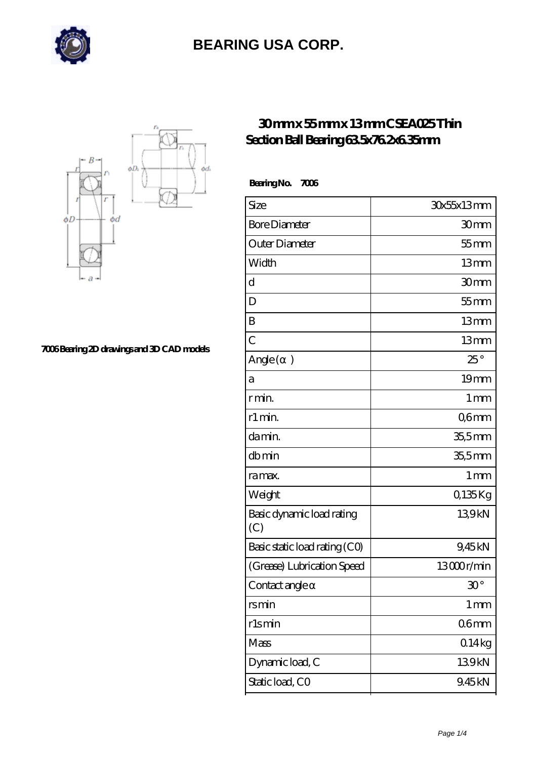# BEARING USA CORP.

## 30 mm x 55 mm x 13 mm CSEA025 Thin Section Ball Bearing 63.5x76.2x6.35mm

7006 Bearing 2D drawings and 3D CAD models

**Bearing No.** 7006

| Size | 30x55x13 mm |
|---|---|
| Bore Diameter | 30 mm |
| Outer Diameter | 55 mm |
| Width | 13 mm |
| d | 30 mm |
| D | 55 mm |
| B | 13 mm |
| C | 13 mm |
| Angle (α) | 25 ° |
| a | 19 mm |
| r min. | 1 mm |
| r1 min. | 0,6 mm |
| da min. | 35,5 mm |
| db min | 35,5 mm |
| ra max. | 1 mm |
| Weight | 0,135 Kg |
| Basic dynamic load rating (C) | 13,9 kN |
| Basic static load rating (C0) | 9,45 kN |
| (Grease) Lubrication Speed | 13 000 r/min |
| Contact angle α | 30 ° |
| rs min | 1 mm |
| r1s min | 0.6 mm |
| Mass | 0.14 kg |
| Dynamic load, C | 13.9 kN |
| Static load, C0 | 9.45 kN |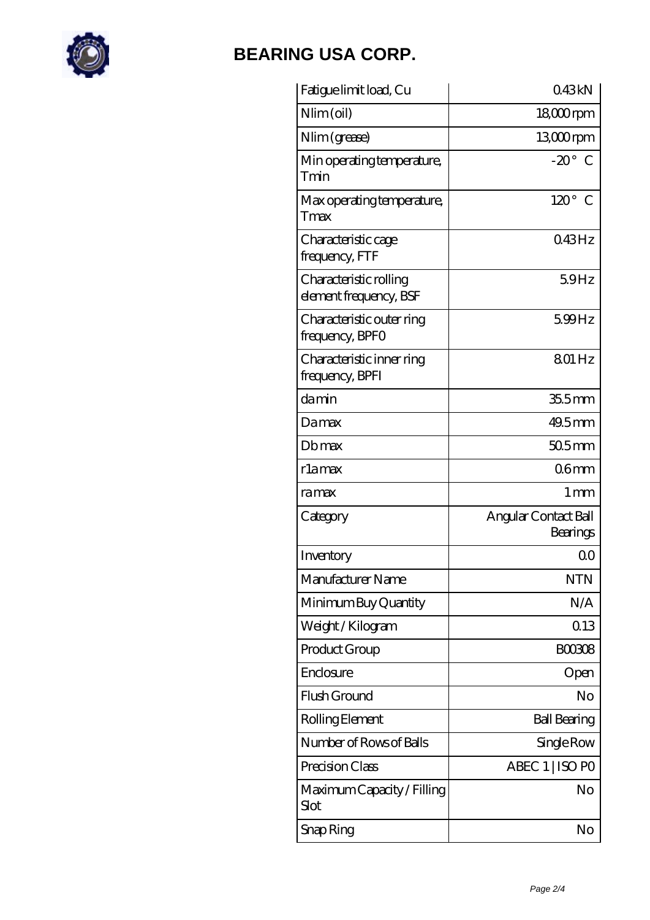# BEARING USA CORP.

| Fatigue limit load, Cu | 0.43 kN |
|---|---|
| Nlim (oil) | 18,000 rpm |
| Nlim (grease) | 13,000 rpm |
| Min operating temperature, Tmin | -20 ° C |
| Max operating temperature, Tmax | 120 ° C |
| Characteristic cage frequency, FTF | 0.43 Hz |
| Characteristic rolling element frequency, BSF | 5.9 Hz |
| Characteristic outer ring frequency, BPF0 | 5.99 Hz |
| Characteristic inner ring frequency, BPFI | 8.01 Hz |
| da min | 35.5 mm |
| Da max | 49.5 mm |
| Db max | 50.5 mm |
| r1a max | 0.6 mm |
| ra max | 1 mm |
| Category | Angular Contact Ball Bearings |
| Inventory | 0.0 |
| Manufacturer Name | NTN |
| Minimum Buy Quantity | N/A |
| Weight / Kilogram | 0.13 |
| Product Group | B00308 |
| Enclosure | Open |
| Flush Ground | No |
| Rolling Element | Ball Bearing |
| Number of Rows of Balls | Single Row |
| Precision Class | ABEC 1 \| ISO P0 |
| Maximum Capacity / Filling Slot | No |
| Snap Ring | No |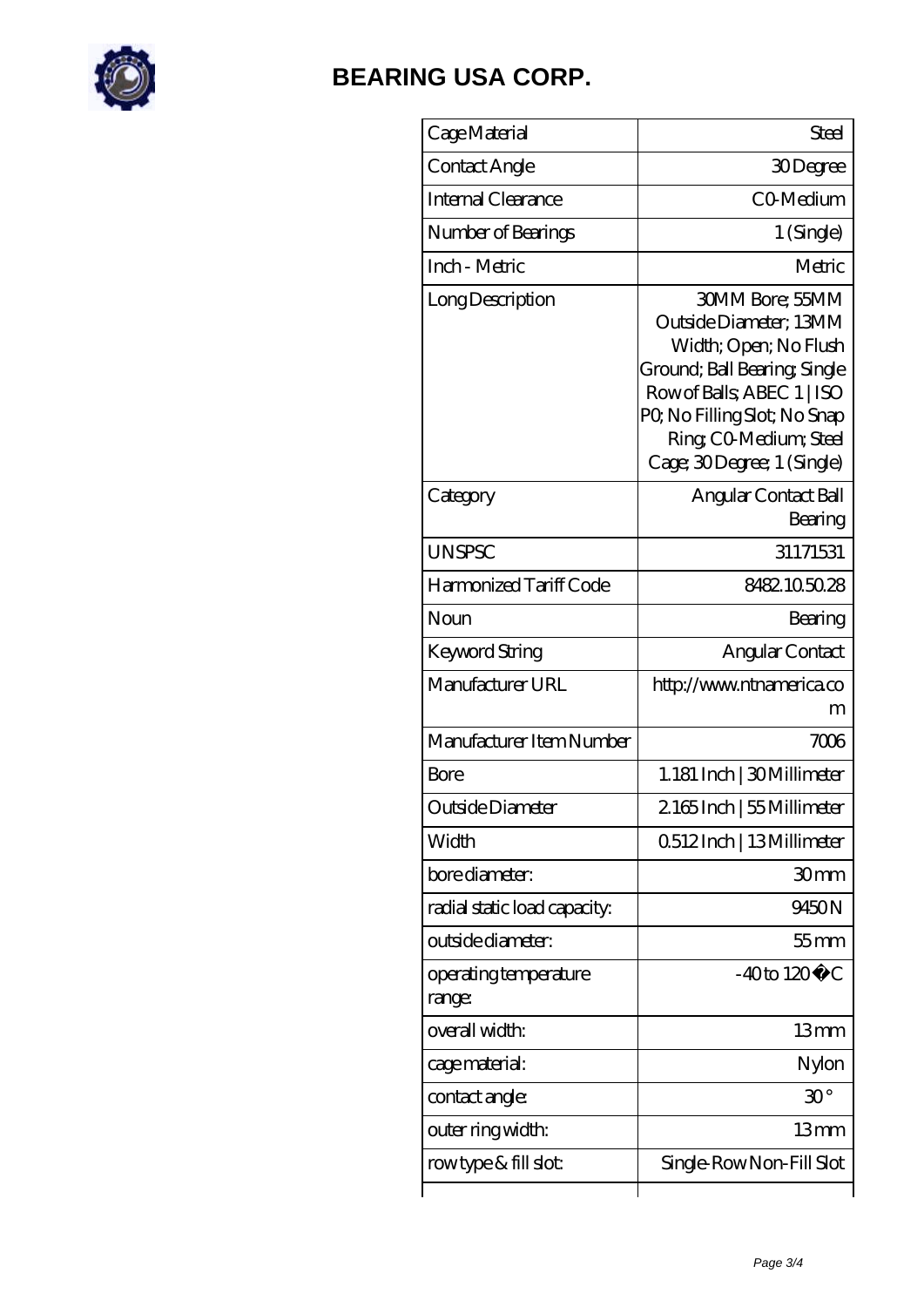# BEARING USA CORP.

| Cage Material | Steel |
|---|---|
| Contact Angle | 30 Degree |
| Internal Clearance | C0-Medium |
| Number of Bearings | 1 (Single) |
| Inch - Metric | Metric |
| Long Description | 30MM Bore; 55MM Outside Diameter; 13MM Width; Open; No Flush Ground; Ball Bearing; Single Row of Balls; ABEC 1 \| ISO P0; No Filling Slot; No Snap Ring; C0-Medium; Steel Cage; 30 Degree; 1 (Single) |
| Category | Angular Contact Ball Bearing |
| UNSPSC | 31171531 |
| Harmonized Tariff Code | 8482.10.50.28 |
| Noun | Bearing |
| Keyword String | Angular Contact |
| Manufacturer URL | http://www.ntnamerica.com |
| Manufacturer Item Number | 7006 |
| Bore | 1.181 Inch \| 30 Millimeter |
| Outside Diameter | 2.165 Inch \| 55 Millimeter |
| Width | 0.512 Inch \| 13 Millimeter |
| bore diameter: | 30 mm |
| radial static load capacity: | 9450 N |
| outside diameter: | 55 mm |
| operating temperature range: | -40 to 120 �C |
| overall width: | 13 mm |
| cage material: | Nylon |
| contact angle: | 30 ° |
| outer ring width: | 13 mm |
| row type & fill slot: | Single-Row Non-Fill Slot |
| | |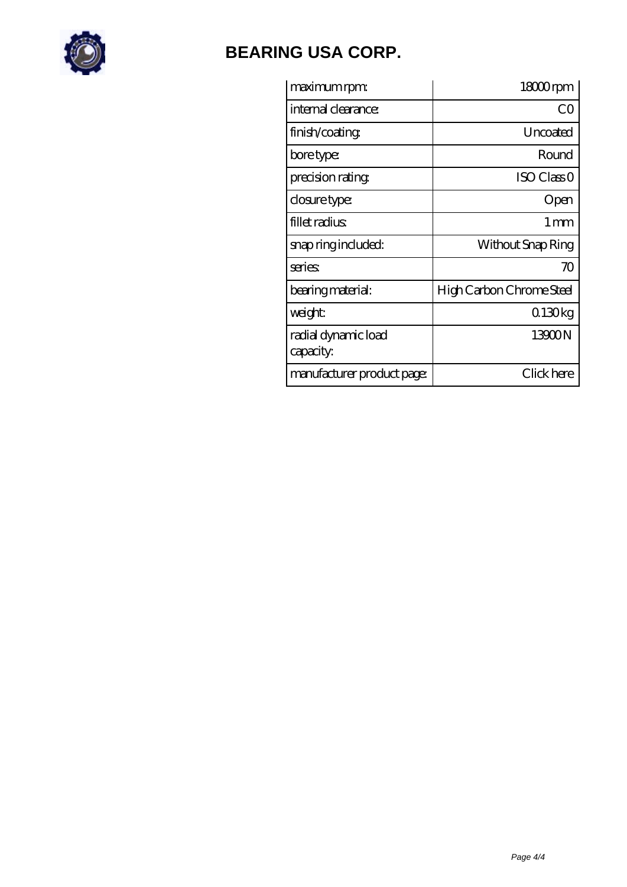| | |
|---|---|
| maximum rpm: | 18000 rpm |
| internal clearance: | C0 |
| finish/coating: | Uncoated |
| bore type: | Round |
| precision rating: | ISO Class 0 |
| closure type: | Open |
| fillet radius: | 1 mm |
| snap ring included: | Without Snap Ring |
| series: | 70 |
| bearing material: | High Carbon Chrome Steel |
| weight: | 0.130 kg |
| radial dynamic load capacity: | 13900 N |
| manufacturer product page: | Click here |